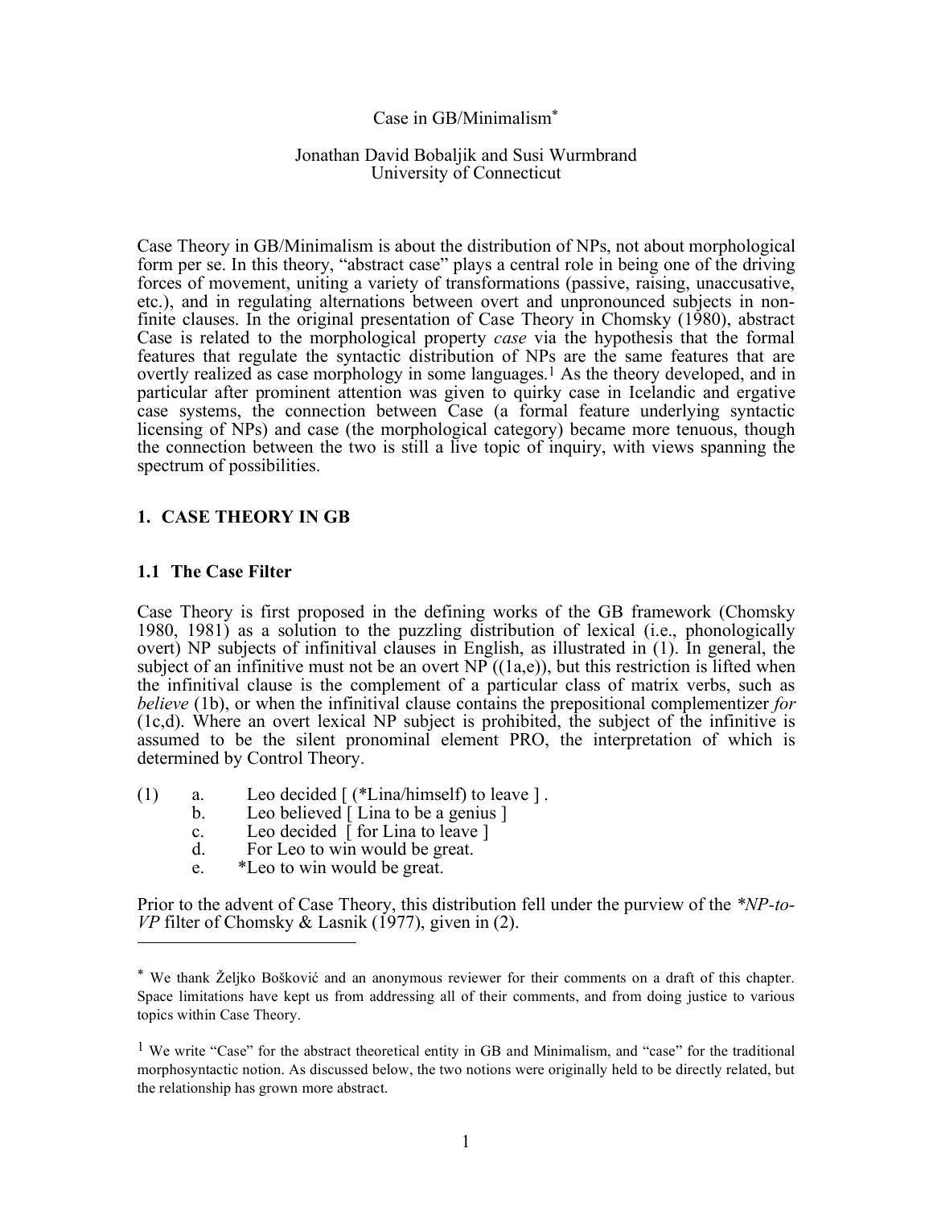# Case in GB/Minimalism[*]

Jonathan David Bobaljik and Susi Wurmbrand
University of Connecticut

Case Theory in GB/Minimalism is about the distribution of NPs, not about morphological form per se. In this theory, "abstract case" plays a central role in being one of the driving forces of movement, uniting a variety of transformations (passive, raising, unaccusative, etc.), and in regulating alternations between overt and unpronounced subjects in non-finite clauses. In the original presentation of Case Theory in Chomsky (1980), abstract Case is related to the morphological property *case* via the hypothesis that the formal features that regulate the syntactic distribution of NPs are the same features that are overtly realized as case morphology in some languages.[1] As the theory developed, and in particular after prominent attention was given to quirky case in Icelandic and ergative case systems, the connection between Case (a formal feature underlying syntactic licensing of NPs) and case (the morphological category) became more tenuous, though the connection between the two is still a live topic of inquiry, with views spanning the spectrum of possibilities.

## 1. CASE THEORY IN GB

### 1.1 The Case Filter

Case Theory is first proposed in the defining works of the GB framework (Chomsky 1980, 1981) as a solution to the puzzling distribution of lexical (i.e., phonologically overt) NP subjects of infinitival clauses in English, as illustrated in (1). In general, the subject of an infinitive must not be an overt NP ((1a,e)), but this restriction is lifted when the infinitival clause is the complement of a particular class of matrix verbs, such as *believe* (1b), or when the infinitival clause contains the prepositional complementizer *for* (1c,d). Where an overt lexical NP subject is prohibited, the subject of the infinitive is assumed to be the silent pronominal element PRO, the interpretation of which is determined by Control Theory.

(1) a. Leo decided [ (*Lina/himself) to leave ] .
 b. Leo believed [ Lina to be a genius ]
 c. Leo decided [ for Lina to leave ]
 d. For Leo to win would be great.
 e. *Leo to win would be great.

Prior to the advent of Case Theory, this distribution fell under the purview of the *\*NP-to-VP* filter of Chomsky & Lasnik (1977), given in (2).

---

[*] We thank Željko Bošković and an anonymous reviewer for their comments on a draft of this chapter. Space limitations have kept us from addressing all of their comments, and from doing justice to various topics within Case Theory.

[1] We write "Case" for the abstract theoretical entity in GB and Minimalism, and "case" for the traditional morphosyntactic notion. As discussed below, the two notions were originally held to be directly related, but the relationship has grown more abstract.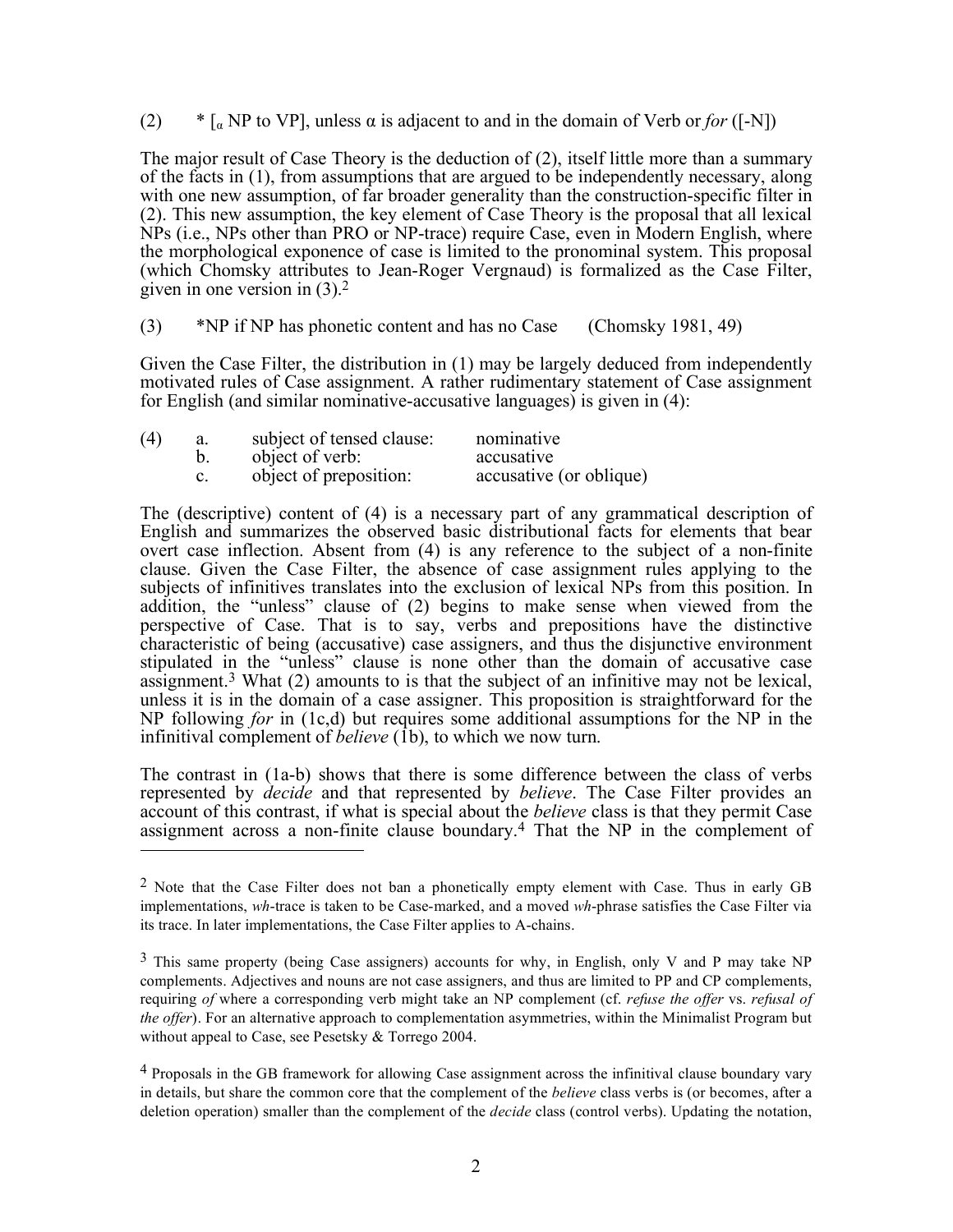(2) * [$_{\alpha}$ NP to VP], unless α is adjacent to and in the domain of Verb or *for* ([-N])

The major result of Case Theory is the deduction of (2), itself little more than a summary of the facts in (1), from assumptions that are argued to be independently necessary, along with one new assumption, of far broader generality than the construction-specific filter in (2). This new assumption, the key element of Case Theory is the proposal that all lexical NPs (i.e., NPs other than PRO or NP-trace) require Case, even in Modern English, where the morphological exponence of case is limited to the pronominal system. This proposal (which Chomsky attributes to Jean-Roger Vergnaud) is formalized as the Case Filter, given in one version in (3).[2]

(3) *NP if NP has phonetic content and has no Case (Chomsky 1981, 49)

Given the Case Filter, the distribution in (1) may be largely deduced from independently motivated rules of Case assignment. A rather rudimentary statement of Case assignment for English (and similar nominative-accusative languages) is given in (4):

(4) a. subject of tensed clause: nominative
    b. object of verb: accusative
    c. object of preposition: accusative (or oblique)

The (descriptive) content of (4) is a necessary part of any grammatical description of English and summarizes the observed basic distributional facts for elements that bear overt case inflection. Absent from (4) is any reference to the subject of a non-finite clause. Given the Case Filter, the absence of case assignment rules applying to the subjects of infinitives translates into the exclusion of lexical NPs from this position. In addition, the "unless" clause of (2) begins to make sense when viewed from the perspective of Case. That is to say, verbs and prepositions have the distinctive characteristic of being (accusative) case assigners, and thus the disjunctive environment stipulated in the "unless" clause is none other than the domain of accusative case assignment.[3] What (2) amounts to is that the subject of an infinitive may not be lexical, unless it is in the domain of a case assigner. This proposition is straightforward for the NP following *for* in (1c,d) but requires some additional assumptions for the NP in the infinitival complement of *believe* (1b), to which we now turn.

The contrast in (1a-b) shows that there is some difference between the class of verbs represented by *decide* and that represented by *believe*. The Case Filter provides an account of this contrast, if what is special about the *believe* class is that they permit Case assignment across a non-finite clause boundary.[4] That the NP in the complement of

---

[2] Note that the Case Filter does not ban a phonetically empty element with Case. Thus in early GB implementations, *wh*-trace is taken to be Case-marked, and a moved *wh*-phrase satisfies the Case Filter via its trace. In later implementations, the Case Filter applies to A-chains.

[3] This same property (being Case assigners) accounts for why, in English, only V and P may take NP complements. Adjectives and nouns are not case assigners, and thus are limited to PP and CP complements, requiring *of* where a corresponding verb might take an NP complement (cf. *refuse the offer* vs. *refusal of the offer*). For an alternative approach to complementation asymmetries, within the Minimalist Program but without appeal to Case, see Pesetsky & Torrego 2004.

[4] Proposals in the GB framework for allowing Case assignment across the infinitival clause boundary vary in details, but share the common core that the complement of the *believe* class verbs is (or becomes, after a deletion operation) smaller than the complement of the *decide* class (control verbs). Updating the notation,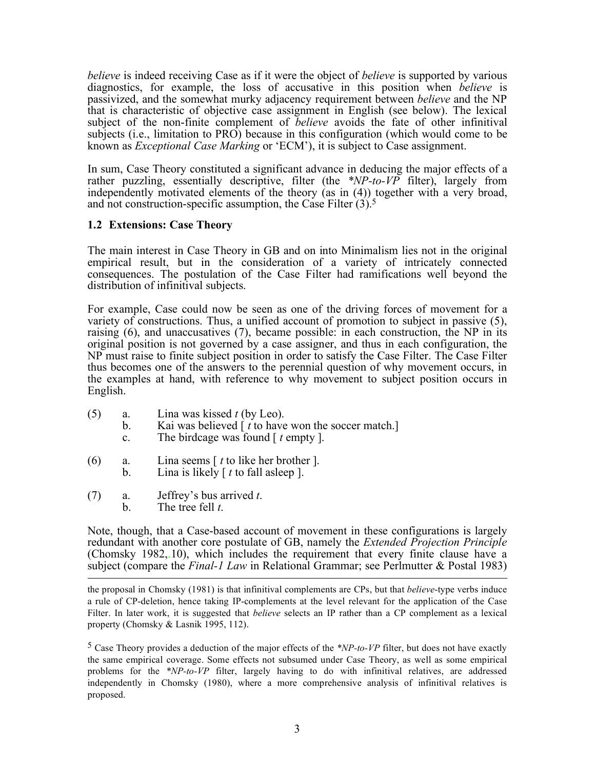*believe* is indeed receiving Case as if it were the object of *believe* is supported by various diagnostics, for example, the loss of accusative in this position when *believe* is passivized, and the somewhat murky adjacency requirement between *believe* and the NP that is characteristic of objective case assignment in English (see below). The lexical subject of the non-finite complement of *believe* avoids the fate of other infinitival subjects (i.e., limitation to PRO) because in this configuration (which would come to be known as *Exceptional Case Marking* or 'ECM'), it is subject to Case assignment.

In sum, Case Theory constituted a significant advance in deducing the major effects of a rather puzzling, essentially descriptive, filter (the *\*NP-to-VP* filter), largely from independently motivated elements of the theory (as in (4)) together with a very broad, and not construction-specific assumption, the Case Filter (3).[5]

### 1.2 Extensions: Case Theory

The main interest in Case Theory in GB and on into Minimalism lies not in the original empirical result, but in the consideration of a variety of intricately connected consequences. The postulation of the Case Filter had ramifications well beyond the distribution of infinitival subjects.

For example, Case could now be seen as one of the driving forces of movement for a variety of constructions. Thus, a unified account of promotion to subject in passive (5), raising (6), and unaccusatives (7), became possible: in each construction, the NP in its original position is not governed by a case assigner, and thus in each configuration, the NP must raise to finite subject position in order to satisfy the Case Filter. The Case Filter thus becomes one of the answers to the perennial question of why movement occurs, in the examples at hand, with reference to why movement to subject position occurs in English.

(5) a. Lina was kissed *t* (by Leo).
    b. Kai was believed [ *t* to have won the soccer match.]
    c. The birdcage was found [ *t* empty ].

(6) a. Lina seems [ *t* to like her brother ].
    b. Lina is likely [ *t* to fall asleep ].

(7) a. Jeffrey's bus arrived *t*.
    b. The tree fell *t*.

Note, though, that a Case-based account of movement in these configurations is largely redundant with another core postulate of GB, namely the *Extended Projection Principle* (Chomsky 1982,.10), which includes the requirement that every finite clause have a subject (compare the *Final-1 Law* in Relational Grammar; see Perlmutter & Postal 1983)

---

the proposal in Chomsky (1981) is that infinitival complements are CPs, but that *believe*-type verbs induce a rule of CP-deletion, hence taking IP-complements at the level relevant for the application of the Case Filter. In later work, it is suggested that *believe* selects an IP rather than a CP complement as a lexical property (Chomsky & Lasnik 1995, 112).

[5] Case Theory provides a deduction of the major effects of the *\*NP-to-VP* filter, but does not have exactly the same empirical coverage. Some effects not subsumed under Case Theory, as well as some empirical problems for the *\*NP-to-VP* filter, largely having to do with infinitival relatives, are addressed independently in Chomsky (1980), where a more comprehensive analysis of infinitival relatives is proposed.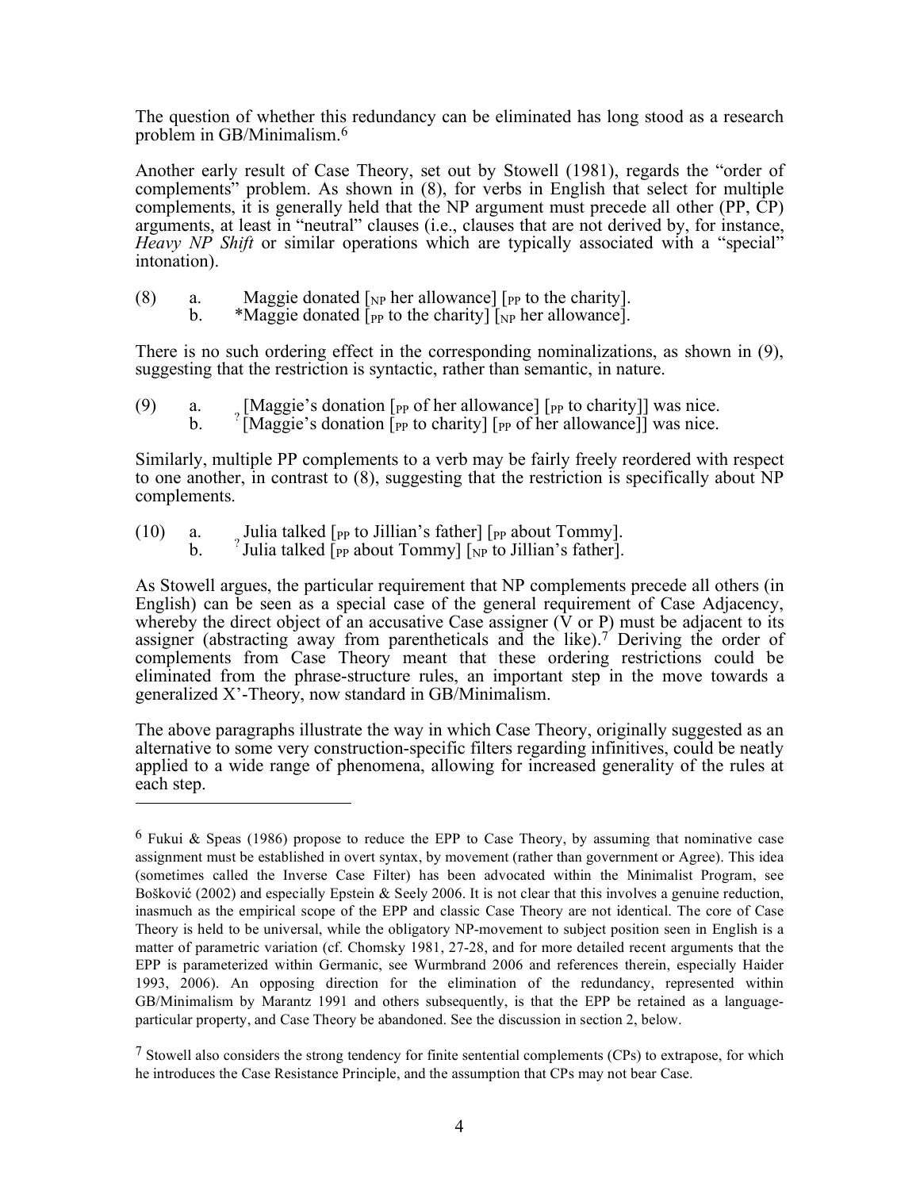The question of whether this redundancy can be eliminated has long stood as a research problem in GB/Minimalism.[6]

Another early result of Case Theory, set out by Stowell (1981), regards the "order of complements" problem. As shown in (8), for verbs in English that select for multiple complements, it is generally held that the NP argument must precede all other (PP, CP) arguments, at least in "neutral" clauses (i.e., clauses that are not derived by, for instance, *Heavy NP Shift* or similar operations which are typically associated with a "special" intonation).

(8) a. Maggie donated [$_{NP}$ her allowance] [$_{PP}$ to the charity].
 b. *Maggie donated [$_{PP}$ to the charity] [$_{NP}$ her allowance].

There is no such ordering effect in the corresponding nominalizations, as shown in (9), suggesting that the restriction is syntactic, rather than semantic, in nature.

(9) a. [Maggie's donation [$_{PP}$ of her allowance] [$_{PP}$ to charity]] was nice.
 b. ?[Maggie's donation [$_{PP}$ to charity] [$_{PP}$ of her allowance]] was nice.

Similarly, multiple PP complements to a verb may be fairly freely reordered with respect to one another, in contrast to (8), suggesting that the restriction is specifically about NP complements.

(10) a. Julia talked [$_{PP}$ to Jillian's father] [$_{PP}$ about Tommy].
 b. ?Julia talked [$_{PP}$ about Tommy] [$_{NP}$ to Jillian's father].

As Stowell argues, the particular requirement that NP complements precede all others (in English) can be seen as a special case of the general requirement of Case Adjacency, whereby the direct object of an accusative Case assigner (V or P) must be adjacent to its assigner (abstracting away from parentheticals and the like).[7] Deriving the order of complements from Case Theory meant that these ordering restrictions could be eliminated from the phrase-structure rules, an important step in the move towards a generalized X'-Theory, now standard in GB/Minimalism.

The above paragraphs illustrate the way in which Case Theory, originally suggested as an alternative to some very construction-specific filters regarding infinitives, could be neatly applied to a wide range of phenomena, allowing for increased generality of the rules at each step.

---

[6] Fukui & Speas (1986) propose to reduce the EPP to Case Theory, by assuming that nominative case assignment must be established in overt syntax, by movement (rather than government or Agree). This idea (sometimes called the Inverse Case Filter) has been advocated within the Minimalist Program, see Bošković (2002) and especially Epstein & Seely 2006. It is not clear that this involves a genuine reduction, inasmuch as the empirical scope of the EPP and classic Case Theory are not identical. The core of Case Theory is held to be universal, while the obligatory NP-movement to subject position seen in English is a matter of parametric variation (cf. Chomsky 1981, 27-28, and for more detailed recent arguments that the EPP is parameterized within Germanic, see Wurmbrand 2006 and references therein, especially Haider 1993, 2006). An opposing direction for the elimination of the redundancy, represented within GB/Minimalism by Marantz 1991 and others subsequently, is that the EPP be retained as a language-particular property, and Case Theory be abandoned. See the discussion in section 2, below.

[7] Stowell also considers the strong tendency for finite sentential complements (CPs) to extrapose, for which he introduces the Case Resistance Principle, and the assumption that CPs may not bear Case.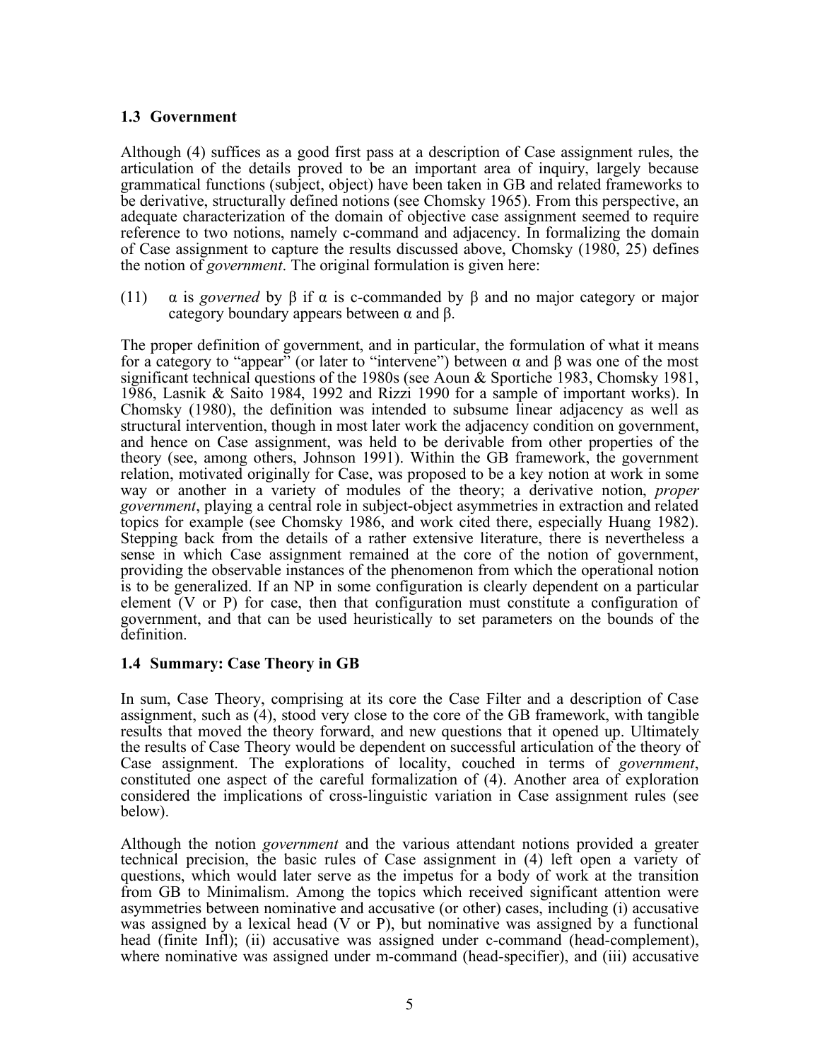### 1.3 Government

Although (4) suffices as a good first pass at a description of Case assignment rules, the articulation of the details proved to be an important area of inquiry, largely because grammatical functions (subject, object) have been taken in GB and related frameworks to be derivative, structurally defined notions (see Chomsky 1965). From this perspective, an adequate characterization of the domain of objective case assignment seemed to require reference to two notions, namely c-command and adjacency. In formalizing the domain of Case assignment to capture the results discussed above, Chomsky (1980, 25) defines the notion of *government*. The original formulation is given here:

(11) α is *governed* by β if α is c-commanded by β and no major category or major category boundary appears between α and β.

The proper definition of government, and in particular, the formulation of what it means for a category to "appear" (or later to "intervene") between α and β was one of the most significant technical questions of the 1980s (see Aoun & Sportiche 1983, Chomsky 1981, 1986, Lasnik & Saito 1984, 1992 and Rizzi 1990 for a sample of important works). In Chomsky (1980), the definition was intended to subsume linear adjacency as well as structural intervention, though in most later work the adjacency condition on government, and hence on Case assignment, was held to be derivable from other properties of the theory (see, among others, Johnson 1991). Within the GB framework, the government relation, motivated originally for Case, was proposed to be a key notion at work in some way or another in a variety of modules of the theory; a derivative notion, *proper government*, playing a central role in subject-object asymmetries in extraction and related topics for example (see Chomsky 1986, and work cited there, especially Huang 1982). Stepping back from the details of a rather extensive literature, there is nevertheless a sense in which Case assignment remained at the core of the notion of government, providing the observable instances of the phenomenon from which the operational notion is to be generalized. If an NP in some configuration is clearly dependent on a particular element (V or P) for case, then that configuration must constitute a configuration of government, and that can be used heuristically to set parameters on the bounds of the definition.

### 1.4 Summary: Case Theory in GB

In sum, Case Theory, comprising at its core the Case Filter and a description of Case assignment, such as (4), stood very close to the core of the GB framework, with tangible results that moved the theory forward, and new questions that it opened up. Ultimately the results of Case Theory would be dependent on successful articulation of the theory of Case assignment. The explorations of locality, couched in terms of *government*, constituted one aspect of the careful formalization of (4). Another area of exploration considered the implications of cross-linguistic variation in Case assignment rules (see below).

Although the notion *government* and the various attendant notions provided a greater technical precision, the basic rules of Case assignment in (4) left open a variety of questions, which would later serve as the impetus for a body of work at the transition from GB to Minimalism. Among the topics which received significant attention were asymmetries between nominative and accusative (or other) cases, including (i) accusative was assigned by a lexical head (V or P), but nominative was assigned by a functional head (finite Infl); (ii) accusative was assigned under c-command (head-complement), where nominative was assigned under m-command (head-specifier), and (iii) accusative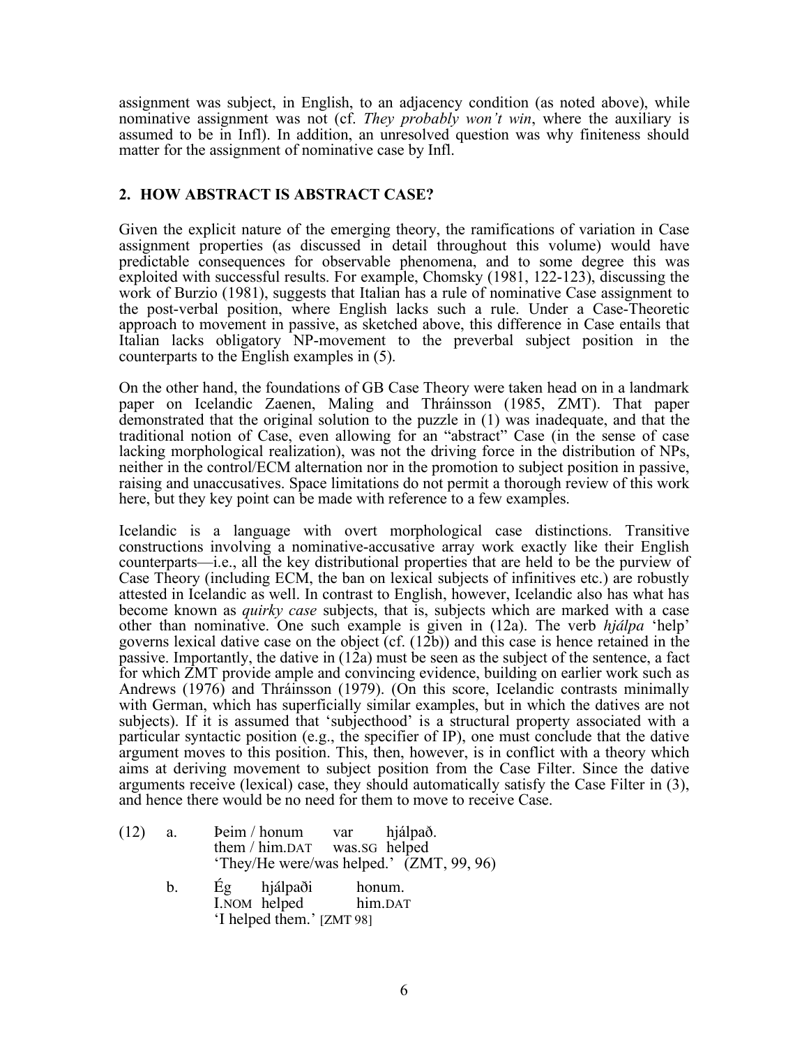assignment was subject, in English, to an adjacency condition (as noted above), while nominative assignment was not (cf. *They probably won't win*, where the auxiliary is assumed to be in Infl). In addition, an unresolved question was why finiteness should matter for the assignment of nominative case by Infl.

## 2. HOW ABSTRACT IS ABSTRACT CASE?

Given the explicit nature of the emerging theory, the ramifications of variation in Case assignment properties (as discussed in detail throughout this volume) would have predictable consequences for observable phenomena, and to some degree this was exploited with successful results. For example, Chomsky (1981, 122-123), discussing the work of Burzio (1981), suggests that Italian has a rule of nominative Case assignment to the post-verbal position, where English lacks such a rule. Under a Case-Theoretic approach to movement in passive, as sketched above, this difference in Case entails that Italian lacks obligatory NP-movement to the preverbal subject position in the counterparts to the English examples in (5).

On the other hand, the foundations of GB Case Theory were taken head on in a landmark paper on Icelandic Zaenen, Maling and Thráinsson (1985, ZMT). That paper demonstrated that the original solution to the puzzle in (1) was inadequate, and that the traditional notion of Case, even allowing for an "abstract" Case (in the sense of case lacking morphological realization), was not the driving force in the distribution of NPs, neither in the control/ECM alternation nor in the promotion to subject position in passive, raising and unaccusatives. Space limitations do not permit a thorough review of this work here, but they key point can be made with reference to a few examples.

Icelandic is a language with overt morphological case distinctions. Transitive constructions involving a nominative-accusative array work exactly like their English counterparts—i.e., all the key distributional properties that are held to be the purview of Case Theory (including ECM, the ban on lexical subjects of infinitives etc.) are robustly attested in Icelandic as well. In contrast to English, however, Icelandic also has what has become known as *quirky case* subjects, that is, subjects which are marked with a case other than nominative. One such example is given in (12a). The verb *hjálpa* 'help' governs lexical dative case on the object (cf. (12b)) and this case is hence retained in the passive. Importantly, the dative in (12a) must be seen as the subject of the sentence, a fact for which ZMT provide ample and convincing evidence, building on earlier work such as Andrews (1976) and Thráinsson (1979). (On this score, Icelandic contrasts minimally with German, which has superficially similar examples, but in which the datives are not subjects). If it is assumed that 'subjecthood' is a structural property associated with a particular syntactic position (e.g., the specifier of IP), one must conclude that the dative argument moves to this position. This, then, however, is in conflict with a theory which aims at deriving movement to subject position from the Case Filter. Since the dative arguments receive (lexical) case, they should automatically satisfy the Case Filter in (3), and hence there would be no need for them to move to receive Case.

(12) a. Þeim / honum var hjálpað.
   them / him.DAT was.SG helped
   'They/He were/was helped.' (ZMT, 99, 96)

 b. Ég hjálpaði honum.
   I.NOM helped him.DAT
   'I helped them.' [ZMT 98]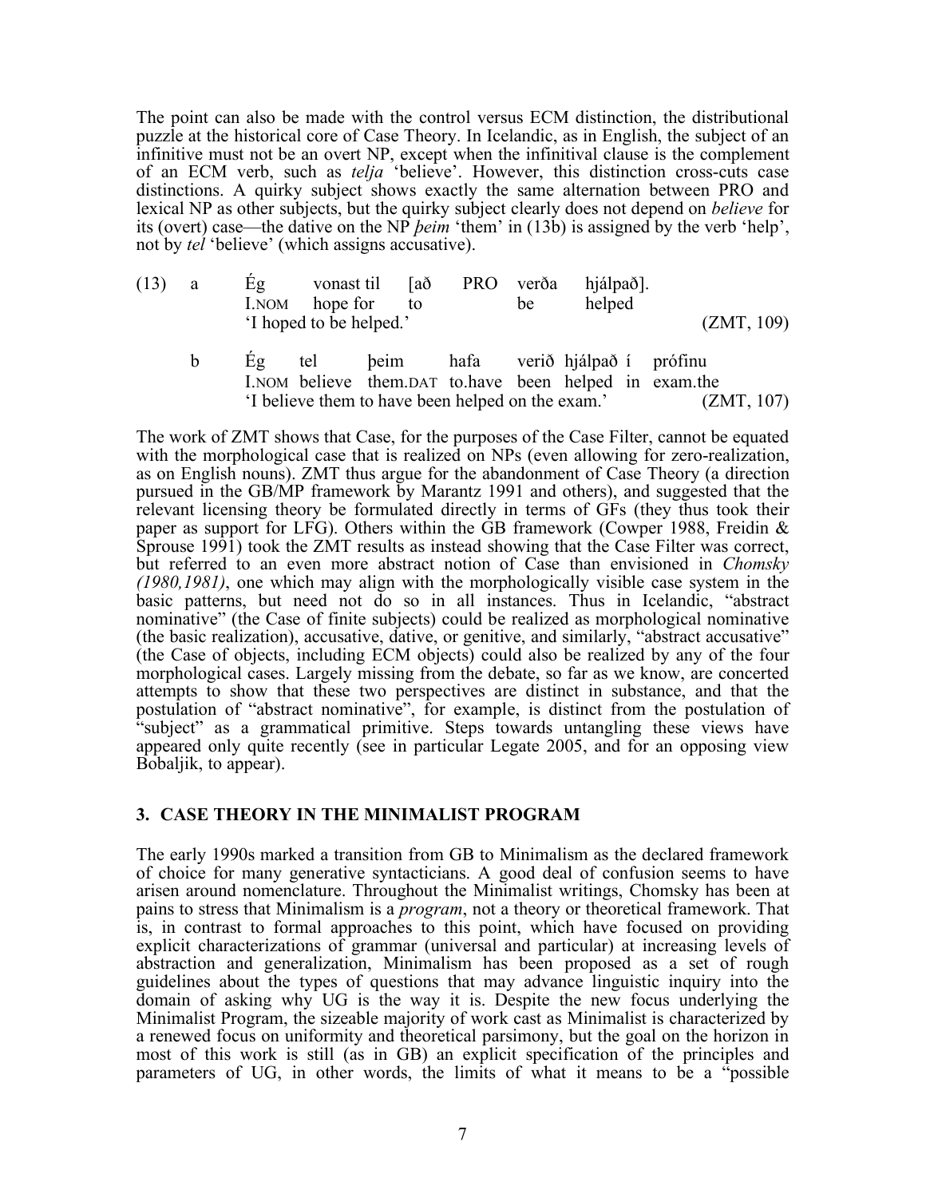The point can also be made with the control versus ECM distinction, the distributional puzzle at the historical core of Case Theory. In Icelandic, as in English, the subject of an infinitive must not be an overt NP, except when the infinitival clause is the complement of an ECM verb, such as *telja* 'believe'. However, this distinction cross-cuts case distinctions. A quirky subject shows exactly the same alternation between PRO and lexical NP as other subjects, but the quirky subject clearly does not depend on *believe* for its (overt) case—the dative on the NP *þeim* 'them' in (13b) is assigned by the verb 'help', not by *tel* 'believe' (which assigns accusative).

(13) a Ég vonast til [að PRO verða hjálpað].
I.NOM hope for to be helped
'I hoped to be helped.' (ZMT, 109)

b Ég tel þeim hafa verið hjálpað í prófinu
I.NOM believe them.DAT to.have been helped in exam.the
'I believe them to have been helped on the exam.' (ZMT, 107)

The work of ZMT shows that Case, for the purposes of the Case Filter, cannot be equated with the morphological case that is realized on NPs (even allowing for zero-realization, as on English nouns). ZMT thus argue for the abandonment of Case Theory (a direction pursued in the GB/MP framework by Marantz 1991 and others), and suggested that the relevant licensing theory be formulated directly in terms of GFs (they thus took their paper as support for LFG). Others within the GB framework (Cowper 1988, Freidin & Sprouse 1991) took the ZMT results as instead showing that the Case Filter was correct, but referred to an even more abstract notion of Case than envisioned in *Chomsky (1980,1981)*, one which may align with the morphologically visible case system in the basic patterns, but need not do so in all instances. Thus in Icelandic, "abstract nominative" (the Case of finite subjects) could be realized as morphological nominative (the basic realization), accusative, dative, or genitive, and similarly, "abstract accusative" (the Case of objects, including ECM objects) could also be realized by any of the four morphological cases. Largely missing from the debate, so far as we know, are concerted attempts to show that these two perspectives are distinct in substance, and that the postulation of "abstract nominative", for example, is distinct from the postulation of "subject" as a grammatical primitive. Steps towards untangling these views have appeared only quite recently (see in particular Legate 2005, and for an opposing view Bobaljik, to appear).

## 3. CASE THEORY IN THE MINIMALIST PROGRAM

The early 1990s marked a transition from GB to Minimalism as the declared framework of choice for many generative syntacticians. A good deal of confusion seems to have arisen around nomenclature. Throughout the Minimalist writings, Chomsky has been at pains to stress that Minimalism is a *program*, not a theory or theoretical framework. That is, in contrast to formal approaches to this point, which have focused on providing explicit characterizations of grammar (universal and particular) at increasing levels of abstraction and generalization, Minimalism has been proposed as a set of rough guidelines about the types of questions that may advance linguistic inquiry into the domain of asking why UG is the way it is. Despite the new focus underlying the Minimalist Program, the sizeable majority of work cast as Minimalist is characterized by a renewed focus on uniformity and theoretical parsimony, but the goal on the horizon in most of this work is still (as in GB) an explicit specification of the principles and parameters of UG, in other words, the limits of what it means to be a "possible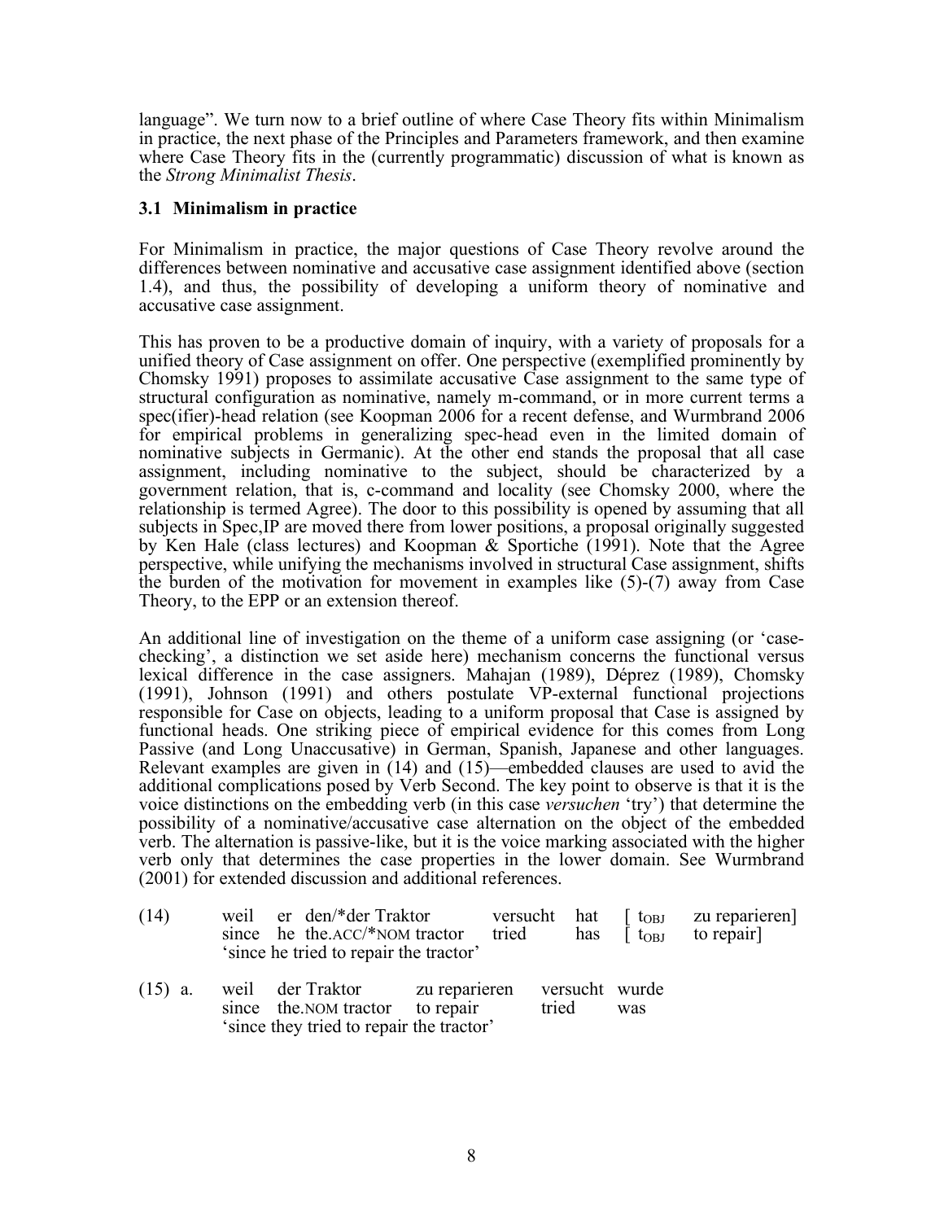language". We turn now to a brief outline of where Case Theory fits within Minimalism in practice, the next phase of the Principles and Parameters framework, and then examine where Case Theory fits in the (currently programmatic) discussion of what is known as the *Strong Minimalist Thesis*.

### 3.1 Minimalism in practice

For Minimalism in practice, the major questions of Case Theory revolve around the differences between nominative and accusative case assignment identified above (section 1.4), and thus, the possibility of developing a uniform theory of nominative and accusative case assignment.

This has proven to be a productive domain of inquiry, with a variety of proposals for a unified theory of Case assignment on offer. One perspective (exemplified prominently by Chomsky 1991) proposes to assimilate accusative Case assignment to the same type of structural configuration as nominative, namely m-command, or in more current terms a spec(ifier)-head relation (see Koopman 2006 for a recent defense, and Wurmbrand 2006 for empirical problems in generalizing spec-head even in the limited domain of nominative subjects in Germanic). At the other end stands the proposal that all case assignment, including nominative to the subject, should be characterized by a government relation, that is, c-command and locality (see Chomsky 2000, where the relationship is termed Agree). The door to this possibility is opened by assuming that all subjects in Spec,IP are moved there from lower positions, a proposal originally suggested by Ken Hale (class lectures) and Koopman & Sportiche (1991). Note that the Agree perspective, while unifying the mechanisms involved in structural Case assignment, shifts the burden of the motivation for movement in examples like (5)-(7) away from Case Theory, to the EPP or an extension thereof.

An additional line of investigation on the theme of a uniform case assigning (or 'case-checking', a distinction we set aside here) mechanism concerns the functional versus lexical difference in the case assigners. Mahajan (1989), Déprez (1989), Chomsky (1991), Johnson (1991) and others postulate VP-external functional projections responsible for Case on objects, leading to a uniform proposal that Case is assigned by functional heads. One striking piece of empirical evidence for this comes from Long Passive (and Long Unaccusative) in German, Spanish, Japanese and other languages. Relevant examples are given in (14) and (15)—embedded clauses are used to avid the additional complications posed by Verb Second. The key point to observe is that it is the voice distinctions on the embedding verb (in this case *versuchen* 'try') that determine the possibility of a nominative/accusative case alternation on the object of the embedded verb. The alternation is passive-like, but it is the voice marking associated with the higher verb only that determines the case properties in the lower domain. See Wurmbrand (2001) for extended discussion and additional references.

(14) weil er den/*der Traktor versucht hat [ $t_{OBJ}$ zu reparieren]
 since he the.ACC/*NOM tractor tried has [ $t_{OBJ}$ to repair]
 'since he tried to repair the tractor'

(15) a. weil der Traktor zu reparieren versucht wurde
 since the.NOM tractor to repair tried was
 'since they tried to repair the tractor'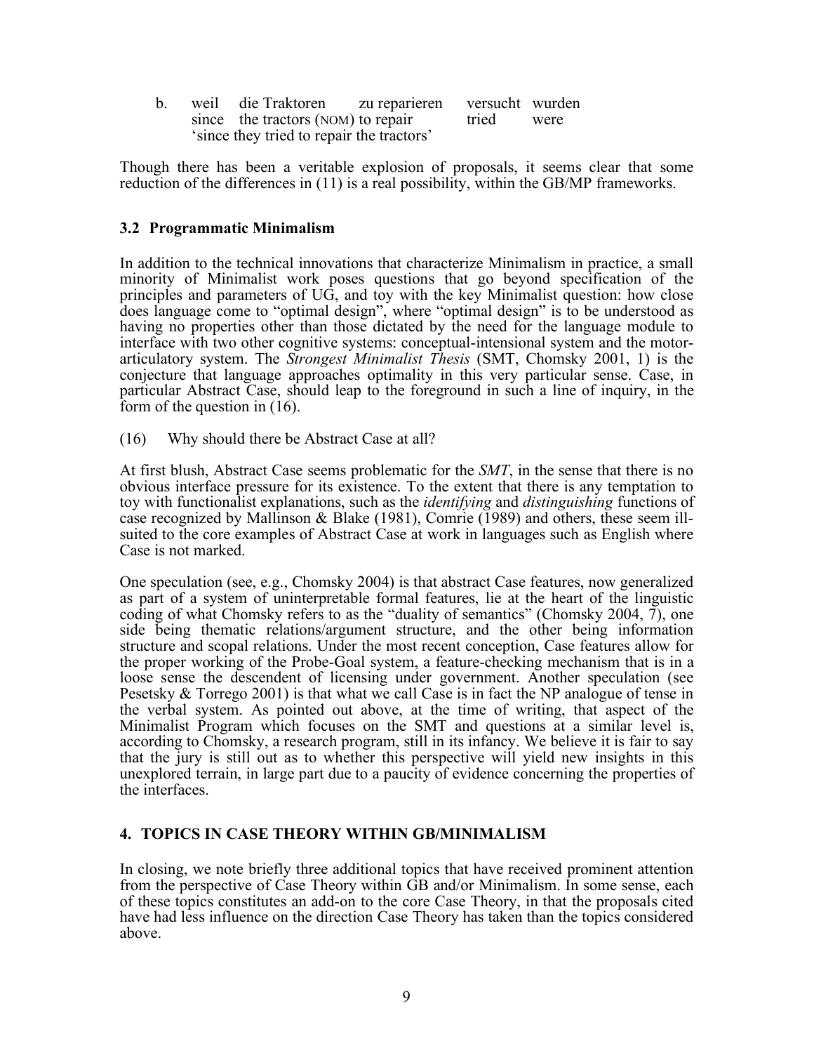b. weil die Traktoren zu reparieren versucht wurden
   since the tractors (NOM) to repair tried were
   'since they tried to repair the tractors'

Though there has been a veritable explosion of proposals, it seems clear that some reduction of the differences in (11) is a real possibility, within the GB/MP frameworks.

### 3.2 Programmatic Minimalism

In addition to the technical innovations that characterize Minimalism in practice, a small minority of Minimalist work poses questions that go beyond specification of the principles and parameters of UG, and toy with the key Minimalist question: how close does language come to "optimal design", where "optimal design" is to be understood as having no properties other than those dictated by the need for the language module to interface with two other cognitive systems: conceptual-intensional system and the motor-articulatory system. The *Strongest Minimalist Thesis* (SMT, Chomsky 2001, 1) is the conjecture that language approaches optimality in this very particular sense. Case, in particular Abstract Case, should leap to the foreground in such a line of inquiry, in the form of the question in (16).

(16) Why should there be Abstract Case at all?

At first blush, Abstract Case seems problematic for the *SMT*, in the sense that there is no obvious interface pressure for its existence. To the extent that there is any temptation to toy with functionalist explanations, such as the *identifying* and *distinguishing* functions of case recognized by Mallinson & Blake (1981), Comrie (1989) and others, these seem ill-suited to the core examples of Abstract Case at work in languages such as English where Case is not marked.

One speculation (see, e.g., Chomsky 2004) is that abstract Case features, now generalized as part of a system of uninterpretable formal features, lie at the heart of the linguistic coding of what Chomsky refers to as the "duality of semantics" (Chomsky 2004, 7), one side being thematic relations/argument structure, and the other being information structure and scopal relations. Under the most recent conception, Case features allow for the proper working of the Probe-Goal system, a feature-checking mechanism that is in a loose sense the descendent of licensing under government. Another speculation (see Pesetsky & Torrego 2001) is that what we call Case is in fact the NP analogue of tense in the verbal system. As pointed out above, at the time of writing, that aspect of the Minimalist Program which focuses on the SMT and questions at a similar level is, according to Chomsky, a research program, still in its infancy. We believe it is fair to say that the jury is still out as to whether this perspective will yield new insights in this unexplored terrain, in large part due to a paucity of evidence concerning the properties of the interfaces.

## 4. TOPICS IN CASE THEORY WITHIN GB/MINIMALISM

In closing, we note briefly three additional topics that have received prominent attention from the perspective of Case Theory within GB and/or Minimalism. In some sense, each of these topics constitutes an add-on to the core Case Theory, in that the proposals cited have had less influence on the direction Case Theory has taken than the topics considered above.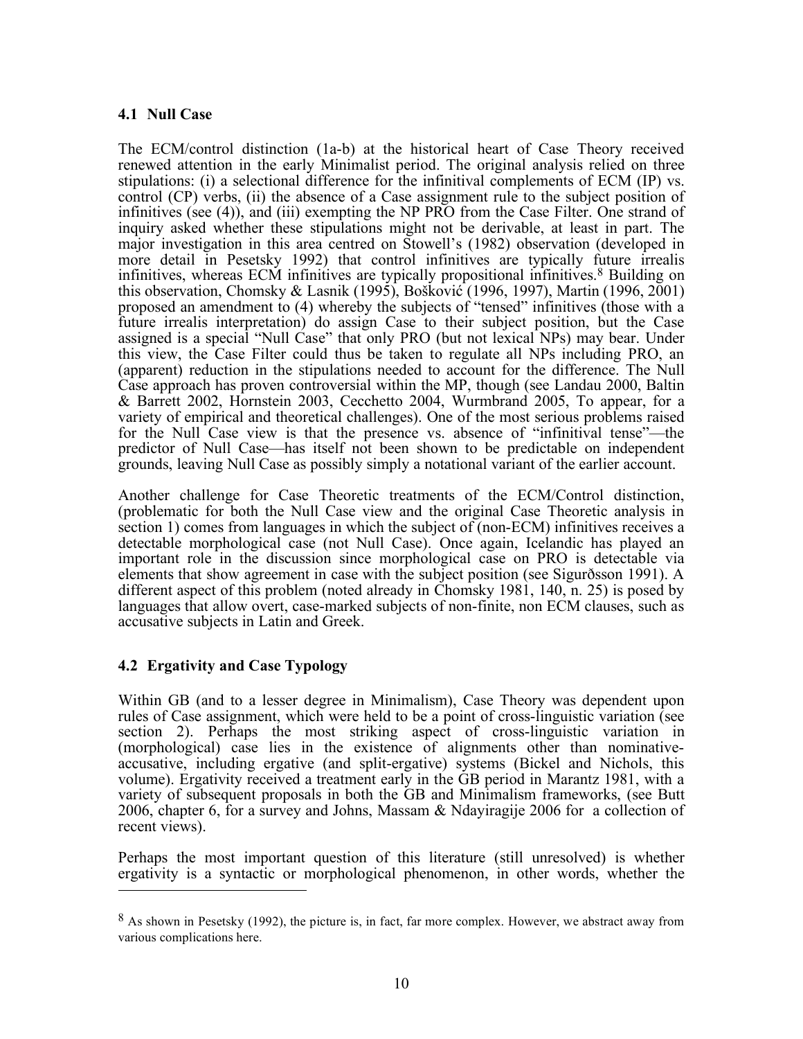### 4.1 Null Case

The ECM/control distinction (1a-b) at the historical heart of Case Theory received renewed attention in the early Minimalist period. The original analysis relied on three stipulations: (i) a selectional difference for the infinitival complements of ECM (IP) vs. control (CP) verbs, (ii) the absence of a Case assignment rule to the subject position of infinitives (see (4)), and (iii) exempting the NP PRO from the Case Filter. One strand of inquiry asked whether these stipulations might not be derivable, at least in part. The major investigation in this area centred on Stowell's (1982) observation (developed in more detail in Pesetsky 1992) that control infinitives are typically future irrealis infinitives, whereas ECM infinitives are typically propositional infinitives.[8] Building on this observation, Chomsky & Lasnik (1995), Bošković (1996, 1997), Martin (1996, 2001) proposed an amendment to (4) whereby the subjects of "tensed" infinitives (those with a future irrealis interpretation) do assign Case to their subject position, but the Case assigned is a special "Null Case" that only PRO (but not lexical NPs) may bear. Under this view, the Case Filter could thus be taken to regulate all NPs including PRO, an (apparent) reduction in the stipulations needed to account for the difference. The Null Case approach has proven controversial within the MP, though (see Landau 2000, Baltin & Barrett 2002, Hornstein 2003, Cecchetto 2004, Wurmbrand 2005, To appear, for a variety of empirical and theoretical challenges). One of the most serious problems raised for the Null Case view is that the presence vs. absence of "infinitival tense"—the predictor of Null Case—has itself not been shown to be predictable on independent grounds, leaving Null Case as possibly simply a notational variant of the earlier account.

Another challenge for Case Theoretic treatments of the ECM/Control distinction, (problematic for both the Null Case view and the original Case Theoretic analysis in section 1) comes from languages in which the subject of (non-ECM) infinitives receives a detectable morphological case (not Null Case). Once again, Icelandic has played an important role in the discussion since morphological case on PRO is detectable via elements that show agreement in case with the subject position (see Sigurðsson 1991). A different aspect of this problem (noted already in Chomsky 1981, 140, n. 25) is posed by languages that allow overt, case-marked subjects of non-finite, non ECM clauses, such as accusative subjects in Latin and Greek.

### 4.2 Ergativity and Case Typology

Within GB (and to a lesser degree in Minimalism), Case Theory was dependent upon rules of Case assignment, which were held to be a point of cross-linguistic variation (see section 2). Perhaps the most striking aspect of cross-linguistic variation in (morphological) case lies in the existence of alignments other than nominative-accusative, including ergative (and split-ergative) systems (Bickel and Nichols, this volume). Ergativity received a treatment early in the GB period in Marantz 1981, with a variety of subsequent proposals in both the GB and Minimalism frameworks, (see Butt 2006, chapter 6, for a survey and Johns, Massam & Ndayiragije 2006 for a collection of recent views).

Perhaps the most important question of this literature (still unresolved) is whether ergativity is a syntactic or morphological phenomenon, in other words, whether the

---

[8] As shown in Pesetsky (1992), the picture is, in fact, far more complex. However, we abstract away from various complications here.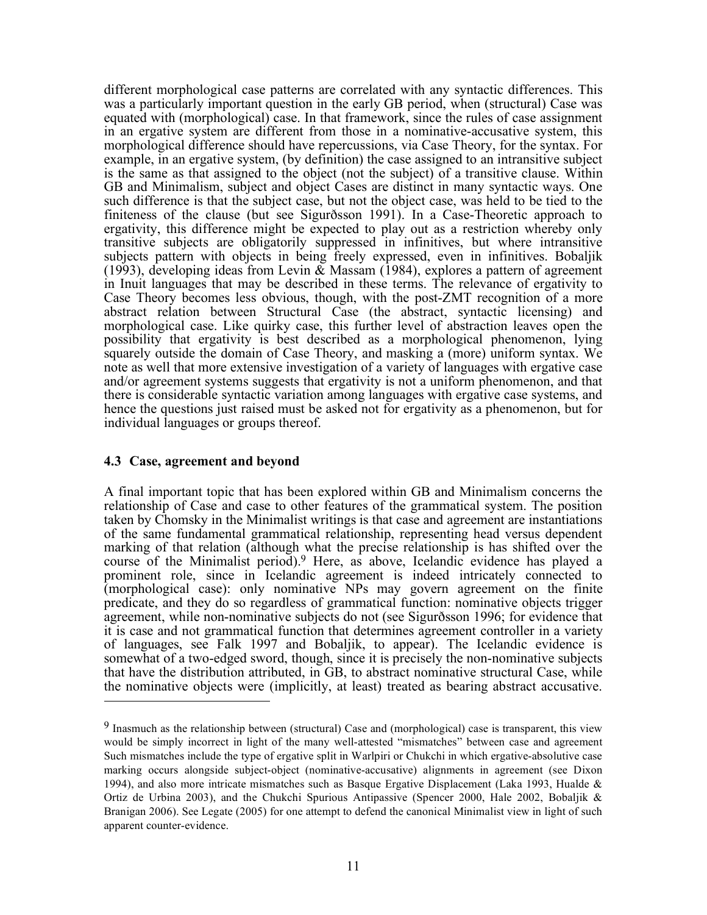different morphological case patterns are correlated with any syntactic differences. This was a particularly important question in the early GB period, when (structural) Case was equated with (morphological) case. In that framework, since the rules of case assignment in an ergative system are different from those in a nominative-accusative system, this morphological difference should have repercussions, via Case Theory, for the syntax. For example, in an ergative system, (by definition) the case assigned to an intransitive subject is the same as that assigned to the object (not the subject) of a transitive clause. Within GB and Minimalism, subject and object Cases are distinct in many syntactic ways. One such difference is that the subject case, but not the object case, was held to be tied to the finiteness of the clause (but see Sigurðsson 1991). In a Case-Theoretic approach to ergativity, this difference might be expected to play out as a restriction whereby only transitive subjects are obligatorily suppressed in infinitives, but where intransitive subjects pattern with objects in being freely expressed, even in infinitives. Bobaljik (1993), developing ideas from Levin & Massam (1984), explores a pattern of agreement in Inuit languages that may be described in these terms. The relevance of ergativity to Case Theory becomes less obvious, though, with the post-ZMT recognition of a more abstract relation between Structural Case (the abstract, syntactic licensing) and morphological case. Like quirky case, this further level of abstraction leaves open the possibility that ergativity is best described as a morphological phenomenon, lying squarely outside the domain of Case Theory, and masking a (more) uniform syntax. We note as well that more extensive investigation of a variety of languages with ergative case and/or agreement systems suggests that ergativity is not a uniform phenomenon, and that there is considerable syntactic variation among languages with ergative case systems, and hence the questions just raised must be asked not for ergativity as a phenomenon, but for individual languages or groups thereof.

### 4.3 Case, agreement and beyond

A final important topic that has been explored within GB and Minimalism concerns the relationship of Case and case to other features of the grammatical system. The position taken by Chomsky in the Minimalist writings is that case and agreement are instantiations of the same fundamental grammatical relationship, representing head versus dependent marking of that relation (although what the precise relationship is has shifted over the course of the Minimalist period).[9] Here, as above, Icelandic evidence has played a prominent role, since in Icelandic agreement is indeed intricately connected to (morphological case): only nominative NPs may govern agreement on the finite predicate, and they do so regardless of grammatical function: nominative objects trigger agreement, while non-nominative subjects do not (see Sigurðsson 1996; for evidence that it is case and not grammatical function that determines agreement controller in a variety of languages, see Falk 1997 and Bobaljik, to appear). The Icelandic evidence is somewhat of a two-edged sword, though, since it is precisely the non-nominative subjects that have the distribution attributed, in GB, to abstract nominative structural Case, while the nominative objects were (implicitly, at least) treated as bearing abstract accusative.

---

[9] Inasmuch as the relationship between (structural) Case and (morphological) case is transparent, this view would be simply incorrect in light of the many well-attested "mismatches" between case and agreement Such mismatches include the type of ergative split in Warlpiri or Chukchi in which ergative-absolutive case marking occurs alongside subject-object (nominative-accusative) alignments in agreement (see Dixon 1994), and also more intricate mismatches such as Basque Ergative Displacement (Laka 1993, Hualde & Ortiz de Urbina 2003), and the Chukchi Spurious Antipassive (Spencer 2000, Hale 2002, Bobaljik & Branigan 2006). See Legate (2005) for one attempt to defend the canonical Minimalist view in light of such apparent counter-evidence.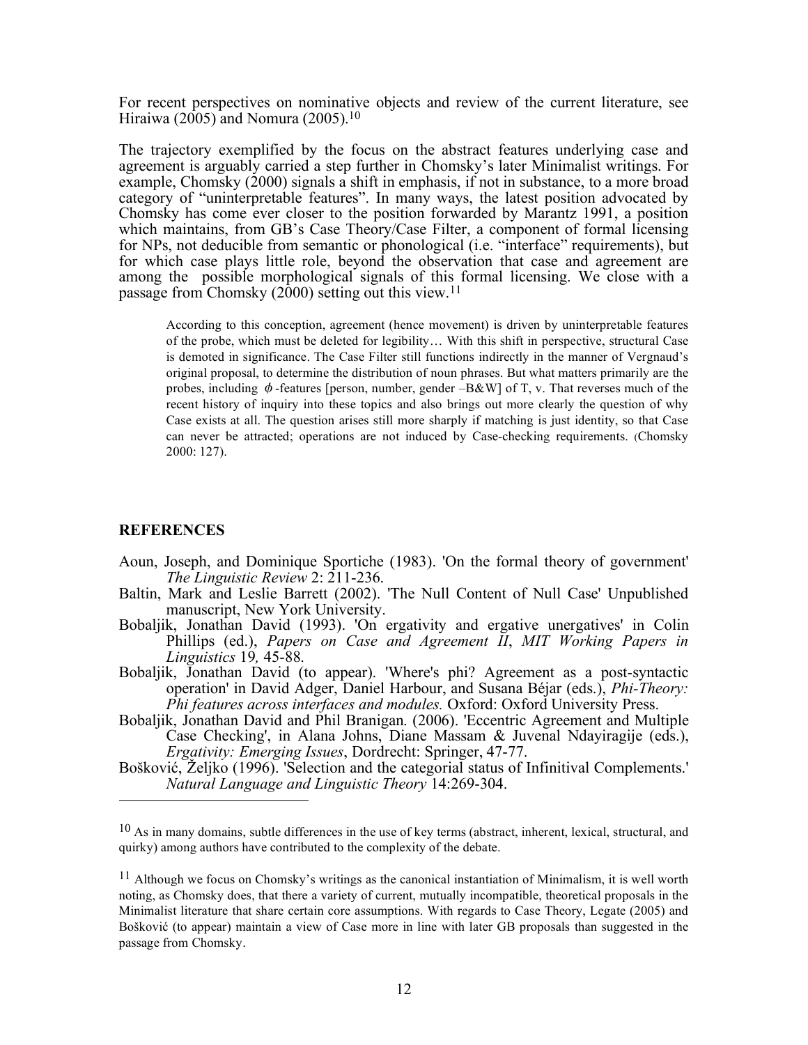For recent perspectives on nominative objects and review of the current literature, see Hiraiwa (2005) and Nomura (2005).[10]

The trajectory exemplified by the focus on the abstract features underlying case and agreement is arguably carried a step further in Chomsky's later Minimalist writings. For example, Chomsky (2000) signals a shift in emphasis, if not in substance, to a more broad category of "uninterpretable features". In many ways, the latest position advocated by Chomsky has come ever closer to the position forwarded by Marantz 1991, a position which maintains, from GB's Case Theory/Case Filter, a component of formal licensing for NPs, not deducible from semantic or phonological (i.e. "interface" requirements), but for which case plays little role, beyond the observation that case and agreement are among the possible morphological signals of this formal licensing. We close with a passage from Chomsky (2000) setting out this view.[11]

> According to this conception, agreement (hence movement) is driven by uninterpretable features of the probe, which must be deleted for legibility… With this shift in perspective, structural Case is demoted in significance. The Case Filter still functions indirectly in the manner of Vergnaud's original proposal, to determine the distribution of noun phrases. But what matters primarily are the probes, including $\phi$-features [person, number, gender –B&W] of T, v. That reverses much of the recent history of inquiry into these topics and also brings out more clearly the question of why Case exists at all. The question arises still more sharply if matching is just identity, so that Case can never be attracted; operations are not induced by Case-checking requirements. (Chomsky 2000: 127).

## REFERENCES

Aoun, Joseph, and Dominique Sportiche (1983). 'On the formal theory of government' *The Linguistic Review* 2: 211-236.

Baltin, Mark and Leslie Barrett (2002). 'The Null Content of Null Case' Unpublished manuscript, New York University.

Bobaljik, Jonathan David (1993). 'On ergativity and ergative unergatives' in Colin Phillips (ed.), *Papers on Case and Agreement II*, *MIT Working Papers in Linguistics* 19*,* 45-88.

Bobaljik, Jonathan David (to appear). 'Where's phi? Agreement as a post-syntactic operation' in David Adger, Daniel Harbour, and Susana Béjar (eds.), *Phi-Theory: Phi features across interfaces and modules.* Oxford: Oxford University Press.

Bobaljik, Jonathan David and Phil Branigan. (2006). 'Eccentric Agreement and Multiple Case Checking', in Alana Johns, Diane Massam & Juvenal Ndayiragije (eds.), *Ergativity: Emerging Issues*, Dordrecht: Springer, 47-77.

Bošković, Željko (1996). 'Selection and the categorial status of Infinitival Complements.' *Natural Language and Linguistic Theory* 14:269-304.

---

[10] As in many domains, subtle differences in the use of key terms (abstract, inherent, lexical, structural, and quirky) among authors have contributed to the complexity of the debate.

[11] Although we focus on Chomsky's writings as the canonical instantiation of Minimalism, it is well worth noting, as Chomsky does, that there a variety of current, mutually incompatible, theoretical proposals in the Minimalist literature that share certain core assumptions. With regards to Case Theory, Legate (2005) and Bošković (to appear) maintain a view of Case more in line with later GB proposals than suggested in the passage from Chomsky.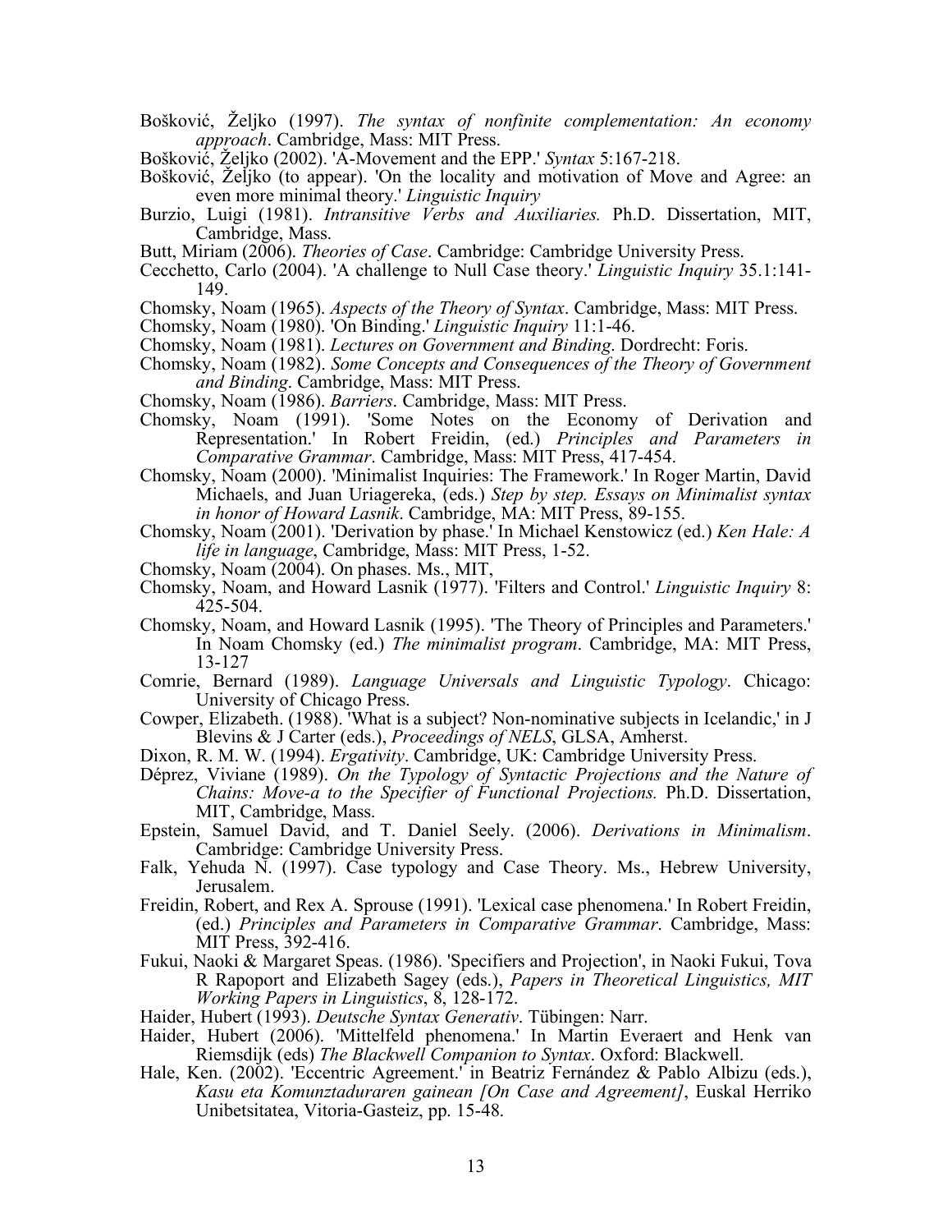Bošković, Željko (1997). *The syntax of nonfinite complementation: An economy approach*. Cambridge, Mass: MIT Press.

Bošković, Željko (2002). 'A-Movement and the EPP.' *Syntax* 5:167-218.

Bošković, Željko (to appear). 'On the locality and motivation of Move and Agree: an even more minimal theory.' *Linguistic Inquiry*

Burzio, Luigi (1981). *Intransitive Verbs and Auxiliaries.* Ph.D. Dissertation, MIT, Cambridge, Mass.

Butt, Miriam (2006). *Theories of Case*. Cambridge: Cambridge University Press.

Cecchetto, Carlo (2004). 'A challenge to Null Case theory.' *Linguistic Inquiry* 35.1:141-149.

Chomsky, Noam (1965). *Aspects of the Theory of Syntax*. Cambridge, Mass: MIT Press.

Chomsky, Noam (1980). 'On Binding.' *Linguistic Inquiry* 11:1-46.

Chomsky, Noam (1981). *Lectures on Government and Binding*. Dordrecht: Foris.

Chomsky, Noam (1982). *Some Concepts and Consequences of the Theory of Government and Binding*. Cambridge, Mass: MIT Press.

Chomsky, Noam (1986). *Barriers*. Cambridge, Mass: MIT Press.

Chomsky, Noam (1991). 'Some Notes on the Economy of Derivation and Representation.' In Robert Freidin, (ed.) *Principles and Parameters in Comparative Grammar*. Cambridge, Mass: MIT Press, 417-454.

Chomsky, Noam (2000). 'Minimalist Inquiries: The Framework.' In Roger Martin, David Michaels, and Juan Uriagereka, (eds.) *Step by step. Essays on Minimalist syntax in honor of Howard Lasnik*. Cambridge, MA: MIT Press, 89-155.

Chomsky, Noam (2001). 'Derivation by phase.' In Michael Kenstowicz (ed.) *Ken Hale: A life in language*, Cambridge, Mass: MIT Press, 1-52.

Chomsky, Noam (2004). On phases. Ms., MIT,

Chomsky, Noam, and Howard Lasnik (1977). 'Filters and Control.' *Linguistic Inquiry* 8: 425-504.

Chomsky, Noam, and Howard Lasnik (1995). 'The Theory of Principles and Parameters.' In Noam Chomsky (ed.) *The minimalist program*. Cambridge, MA: MIT Press, 13-127

Comrie, Bernard (1989). *Language Universals and Linguistic Typology*. Chicago: University of Chicago Press.

Cowper, Elizabeth. (1988). 'What is a subject? Non-nominative subjects in Icelandic,' in J Blevins & J Carter (eds.), *Proceedings of NELS*, GLSA, Amherst.

Dixon, R. M. W. (1994). *Ergativity*. Cambridge, UK: Cambridge University Press.

Déprez, Viviane (1989). *On the Typology of Syntactic Projections and the Nature of Chains: Move-a to the Specifier of Functional Projections.* Ph.D. Dissertation, MIT, Cambridge, Mass.

Epstein, Samuel David, and T. Daniel Seely. (2006). *Derivations in Minimalism*. Cambridge: Cambridge University Press.

Falk, Yehuda N. (1997). Case typology and Case Theory. Ms., Hebrew University, Jerusalem.

Freidin, Robert, and Rex A. Sprouse (1991). 'Lexical case phenomena.' In Robert Freidin, (ed.) *Principles and Parameters in Comparative Grammar*. Cambridge, Mass: MIT Press, 392-416.

Fukui, Naoki & Margaret Speas. (1986). 'Specifiers and Projection', in Naoki Fukui, Tova R Rapoport and Elizabeth Sagey (eds.), *Papers in Theoretical Linguistics, MIT Working Papers in Linguistics*, 8, 128-172.

Haider, Hubert (1993). *Deutsche Syntax Generativ*. Tübingen: Narr.

Haider, Hubert (2006). 'Mittelfeld phenomena.' In Martin Everaert and Henk van Riemsdijk (eds) *The Blackwell Companion to Syntax*. Oxford: Blackwell.

Hale, Ken. (2002). 'Eccentric Agreement.' in Beatriz Fernández & Pablo Albizu (eds.), *Kasu eta Komunztaduraren gainean [On Case and Agreement]*, Euskal Herriko Unibetsitatea, Vitoria-Gasteiz, pp. 15-48.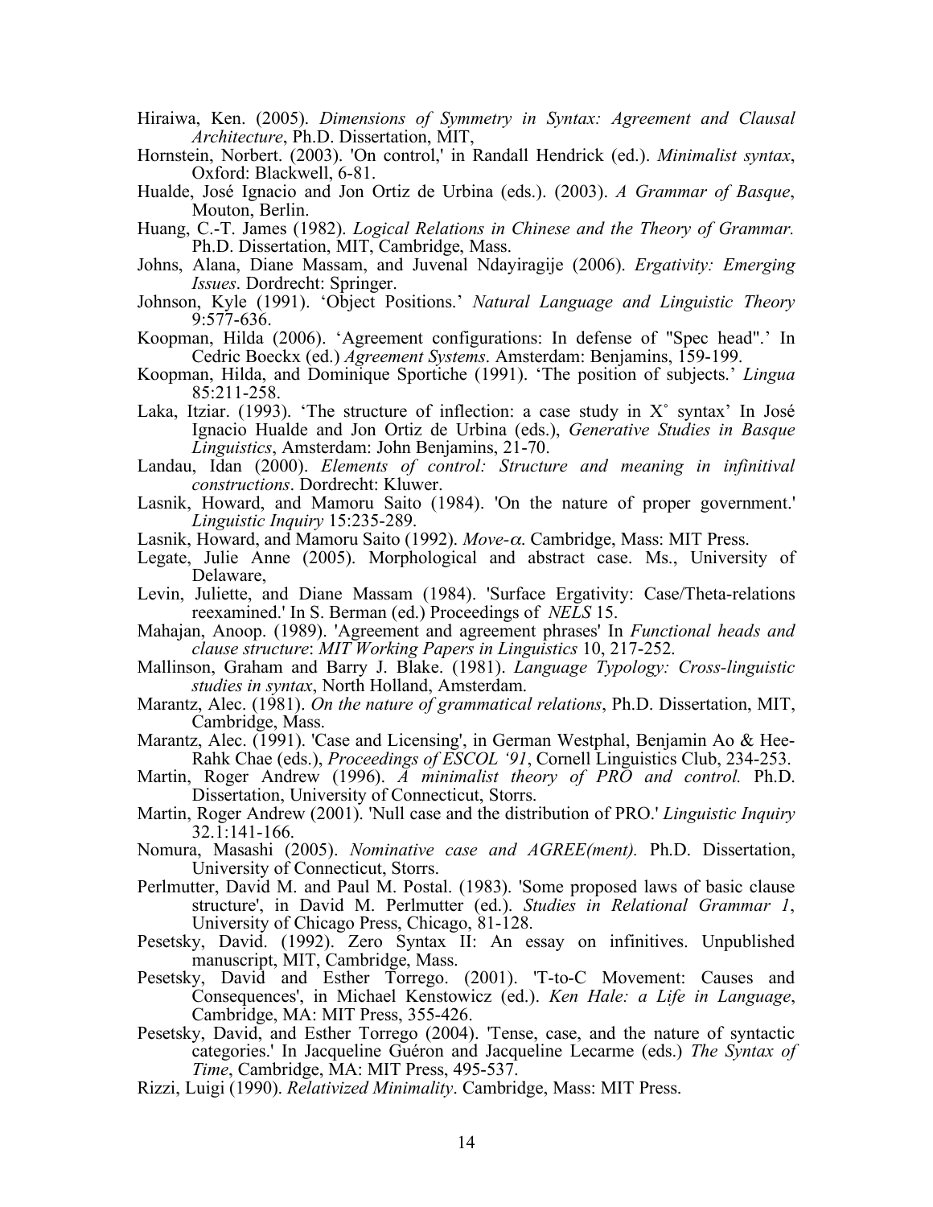Hiraiwa, Ken. (2005). *Dimensions of Symmetry in Syntax: Agreement and Clausal Architecture*, Ph.D. Dissertation, MIT,

Hornstein, Norbert. (2003). 'On control,' in Randall Hendrick (ed.). *Minimalist syntax*, Oxford: Blackwell, 6-81.

Hualde, José Ignacio and Jon Ortiz de Urbina (eds.). (2003). *A Grammar of Basque*, Mouton, Berlin.

Huang, C.-T. James (1982). *Logical Relations in Chinese and the Theory of Grammar.* Ph.D. Dissertation, MIT, Cambridge, Mass.

Johns, Alana, Diane Massam, and Juvenal Ndayiragije (2006). *Ergativity: Emerging Issues*. Dordrecht: Springer.

Johnson, Kyle (1991). 'Object Positions.' *Natural Language and Linguistic Theory* 9:577-636.

Koopman, Hilda (2006). 'Agreement configurations: In defense of "Spec head".' In Cedric Boeckx (ed.) *Agreement Systems*. Amsterdam: Benjamins, 159-199.

Koopman, Hilda, and Dominique Sportiche (1991). 'The position of subjects.' *Lingua* 85:211-258.

Laka, Itziar. (1993). 'The structure of inflection: a case study in X° syntax' In José Ignacio Hualde and Jon Ortiz de Urbina (eds.), *Generative Studies in Basque Linguistics*, Amsterdam: John Benjamins, 21-70.

Landau, Idan (2000). *Elements of control: Structure and meaning in infinitival constructions*. Dordrecht: Kluwer.

Lasnik, Howard, and Mamoru Saito (1984). 'On the nature of proper government.' *Linguistic Inquiry* 15:235-289.

Lasnik, Howard, and Mamoru Saito (1992). *Move-α*. Cambridge, Mass: MIT Press.

Legate, Julie Anne (2005). Morphological and abstract case. Ms., University of Delaware,

Levin, Juliette, and Diane Massam (1984). 'Surface Ergativity: Case/Theta-relations reexamined.' In S. Berman (ed.) Proceedings of *NELS* 15.

Mahajan, Anoop. (1989). 'Agreement and agreement phrases' In *Functional heads and clause structure*: *MIT Working Papers in Linguistics* 10, 217-252.

Mallinson, Graham and Barry J. Blake. (1981). *Language Typology: Cross-linguistic studies in syntax*, North Holland, Amsterdam.

Marantz, Alec. (1981). *On the nature of grammatical relations*, Ph.D. Dissertation, MIT, Cambridge, Mass.

Marantz, Alec. (1991). 'Case and Licensing', in German Westphal, Benjamin Ao & Hee-Rahk Chae (eds.), *Proceedings of ESCOL '91*, Cornell Linguistics Club, 234-253.

Martin, Roger Andrew (1996). *A minimalist theory of PRO and control.* Ph.D. Dissertation, University of Connecticut, Storrs.

Martin, Roger Andrew (2001). 'Null case and the distribution of PRO.' *Linguistic Inquiry* 32.1:141-166.

Nomura, Masashi (2005). *Nominative case and AGREE(ment).* Ph.D. Dissertation, University of Connecticut, Storrs.

Perlmutter, David M. and Paul M. Postal. (1983). 'Some proposed laws of basic clause structure', in David M. Perlmutter (ed.). *Studies in Relational Grammar 1*, University of Chicago Press, Chicago, 81-128.

Pesetsky, David. (1992). Zero Syntax II: An essay on infinitives. Unpublished manuscript, MIT, Cambridge, Mass.

Pesetsky, David and Esther Torrego. (2001). 'T-to-C Movement: Causes and Consequences', in Michael Kenstowicz (ed.). *Ken Hale: a Life in Language*, Cambridge, MA: MIT Press, 355-426.

Pesetsky, David, and Esther Torrego (2004). 'Tense, case, and the nature of syntactic categories.' In Jacqueline Guéron and Jacqueline Lecarme (eds.) *The Syntax of Time*, Cambridge, MA: MIT Press, 495-537.

Rizzi, Luigi (1990). *Relativized Minimality*. Cambridge, Mass: MIT Press.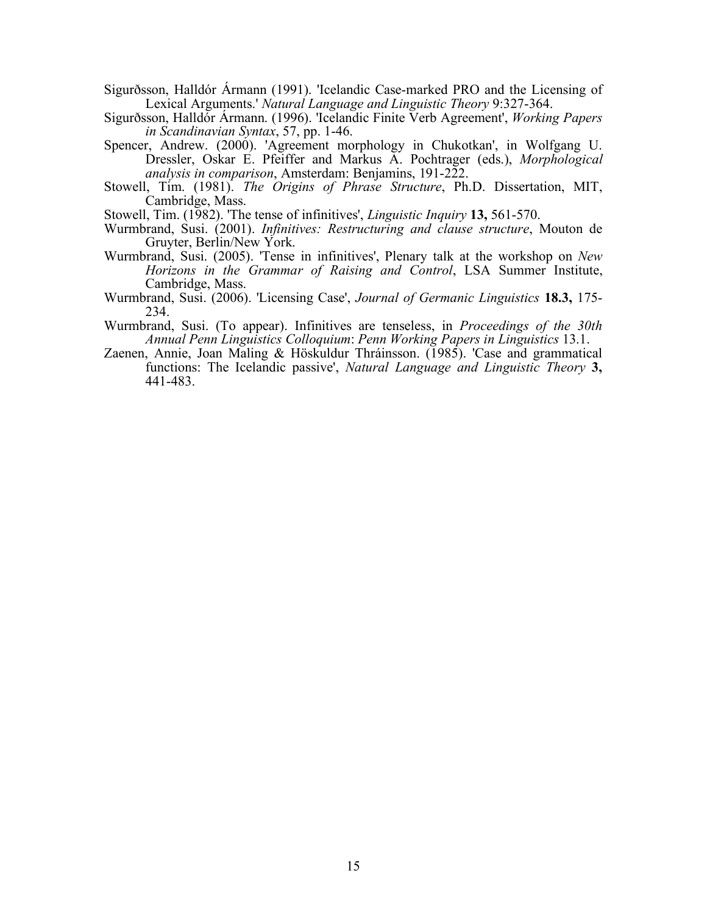Sigurðsson, Halldór Ármann (1991). 'Icelandic Case-marked PRO and the Licensing of Lexical Arguments.' *Natural Language and Linguistic Theory* 9:327-364.

Sigurðsson, Halldór Ármann. (1996). 'Icelandic Finite Verb Agreement', *Working Papers in Scandinavian Syntax*, 57, pp. 1-46.

Spencer, Andrew. (2000). 'Agreement morphology in Chukotkan', in Wolfgang U. Dressler, Oskar E. Pfeiffer and Markus A. Pochtrager (eds.), *Morphological analysis in comparison*, Amsterdam: Benjamins, 191-222.

Stowell, Tim. (1981). *The Origins of Phrase Structure*, Ph.D. Dissertation, MIT, Cambridge, Mass.

Stowell, Tim. (1982). 'The tense of infinitives', *Linguistic Inquiry* **13,** 561-570.

Wurmbrand, Susi. (2001). *Infinitives: Restructuring and clause structure*, Mouton de Gruyter, Berlin/New York.

Wurmbrand, Susi. (2005). 'Tense in infinitives', Plenary talk at the workshop on *New Horizons in the Grammar of Raising and Control*, LSA Summer Institute, Cambridge, Mass.

Wurmbrand, Susi. (2006). 'Licensing Case', *Journal of Germanic Linguistics* **18.3,** 175-234.

Wurmbrand, Susi. (To appear). Infinitives are tenseless, in *Proceedings of the 30th Annual Penn Linguistics Colloquium*: *Penn Working Papers in Linguistics* 13.1.

Zaenen, Annie, Joan Maling & Höskuldur Thráinsson. (1985). 'Case and grammatical functions: The Icelandic passive', *Natural Language and Linguistic Theory* **3,** 441-483.